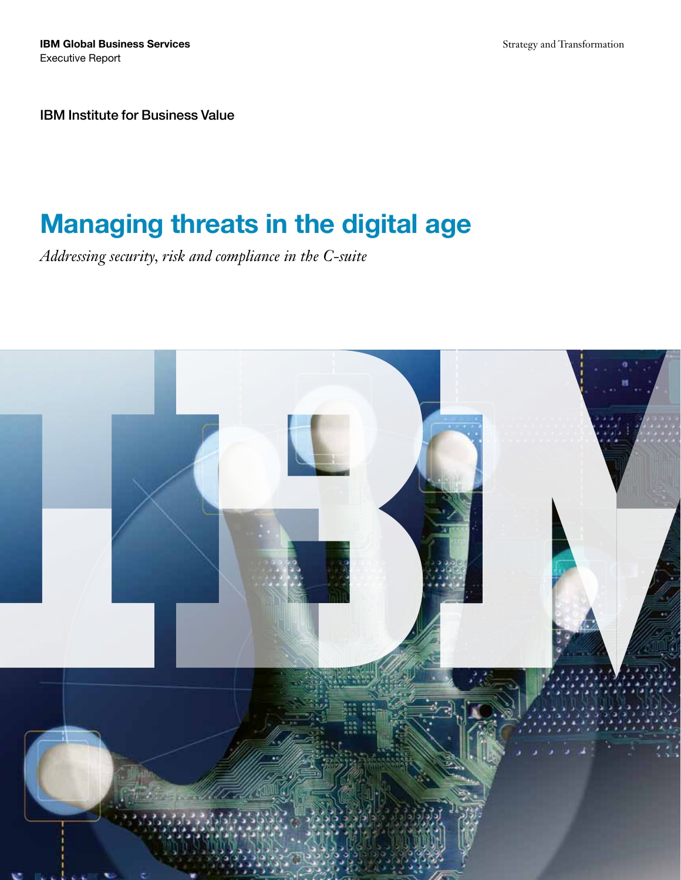**IBM Global Business Services**
Executive Report

Strategy and Transformation

IBM Institute for Business Value

# Managing threats in the digital age

*Addressing security, risk and compliance in the C-suite*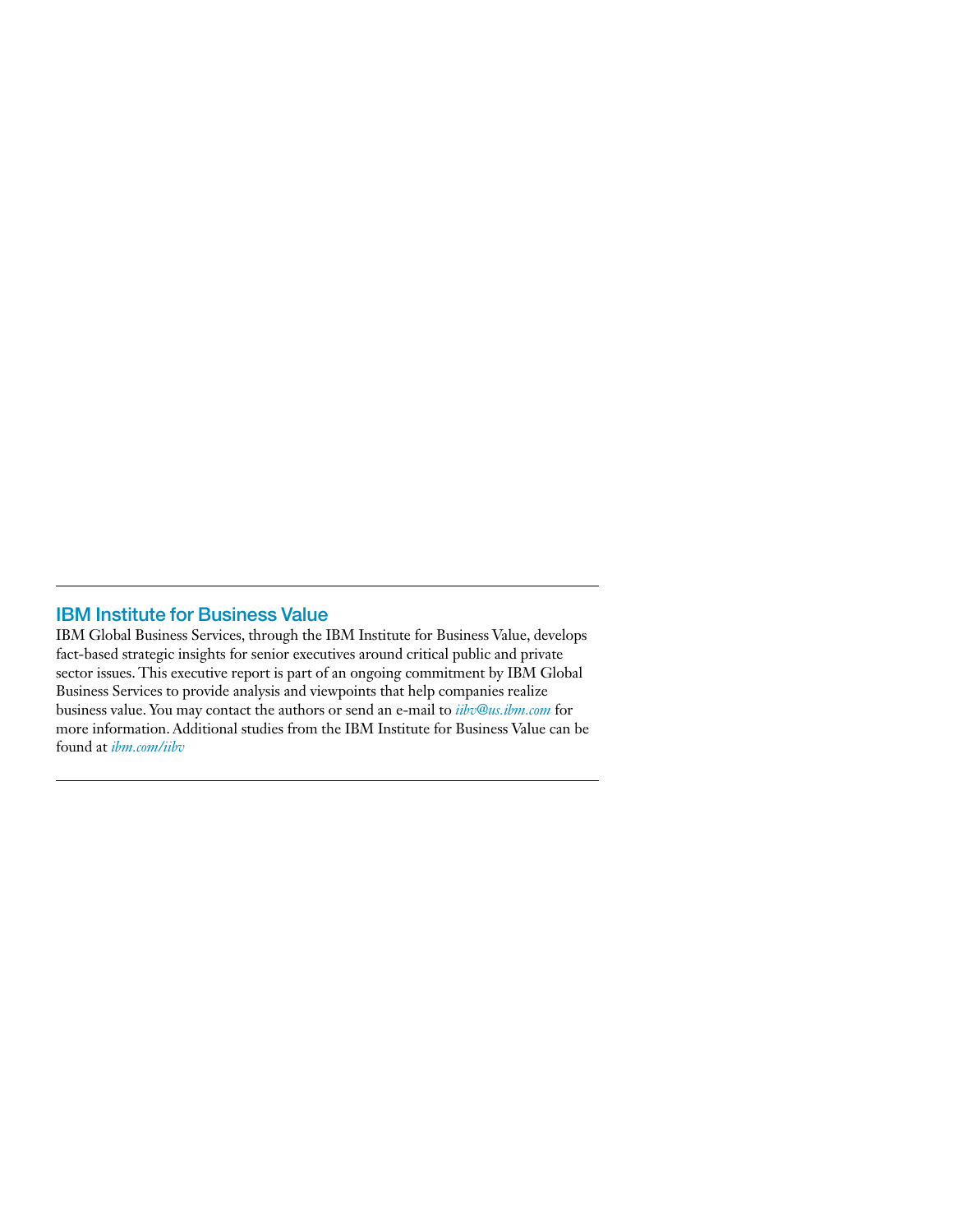## IBM Institute for Business Value

IBM Global Business Services, through the IBM Institute for Business Value, develops fact-based strategic insights for senior executives around critical public and private sector issues. This executive report is part of an ongoing commitment by IBM Global Business Services to provide analysis and viewpoints that help companies realize business value. You may contact the authors or send an e-mail to *iibv@us.ibm.com* for more information. Additional studies from the IBM Institute for Business Value can be found at *ibm.com/iibv*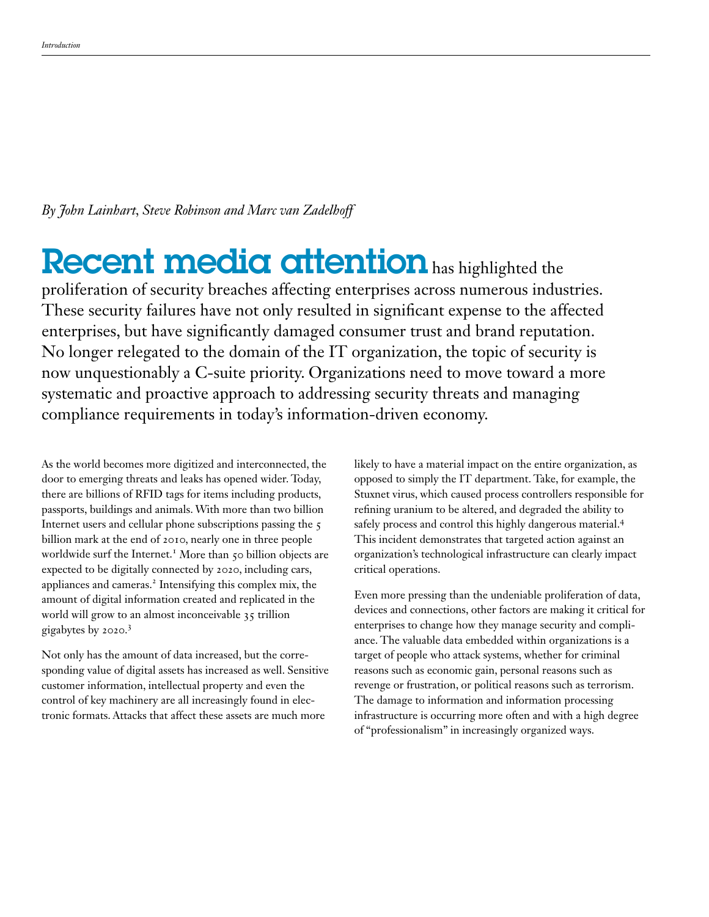*By John Lainhart, Steve Robinson and Marc van Zadelhoff*

**Recent media attention** has highlighted the proliferation of security breaches affecting enterprises across numerous industries. These security failures have not only resulted in significant expense to the affected enterprises, but have significantly damaged consumer trust and brand reputation. No longer relegated to the domain of the IT organization, the topic of security is now unquestionably a C-suite priority. Organizations need to move toward a more systematic and proactive approach to addressing security threats and managing compliance requirements in today's information-driven economy.

As the world becomes more digitized and interconnected, the door to emerging threats and leaks has opened wider. Today, there are billions of RFID tags for items including products, passports, buildings and animals. With more than two billion Internet users and cellular phone subscriptions passing the 5 billion mark at the end of 2010, nearly one in three people worldwide surf the Internet.[1] More than 50 billion objects are expected to be digitally connected by 2020, including cars, appliances and cameras.[2] Intensifying this complex mix, the amount of digital information created and replicated in the world will grow to an almost inconceivable 35 trillion gigabytes by 2020.[3]

Not only has the amount of data increased, but the corresponding value of digital assets has increased as well. Sensitive customer information, intellectual property and even the control of key machinery are all increasingly found in electronic formats. Attacks that affect these assets are much more likely to have a material impact on the entire organization, as opposed to simply the IT department. Take, for example, the Stuxnet virus, which caused process controllers responsible for refining uranium to be altered, and degraded the ability to safely process and control this highly dangerous material.[4] This incident demonstrates that targeted action against an organization's technological infrastructure can clearly impact critical operations.

Even more pressing than the undeniable proliferation of data, devices and connections, other factors are making it critical for enterprises to change how they manage security and compliance. The valuable data embedded within organizations is a target of people who attack systems, whether for criminal reasons such as economic gain, personal reasons such as revenge or frustration, or political reasons such as terrorism. The damage to information and information processing infrastructure is occurring more often and with a high degree of "professionalism" in increasingly organized ways.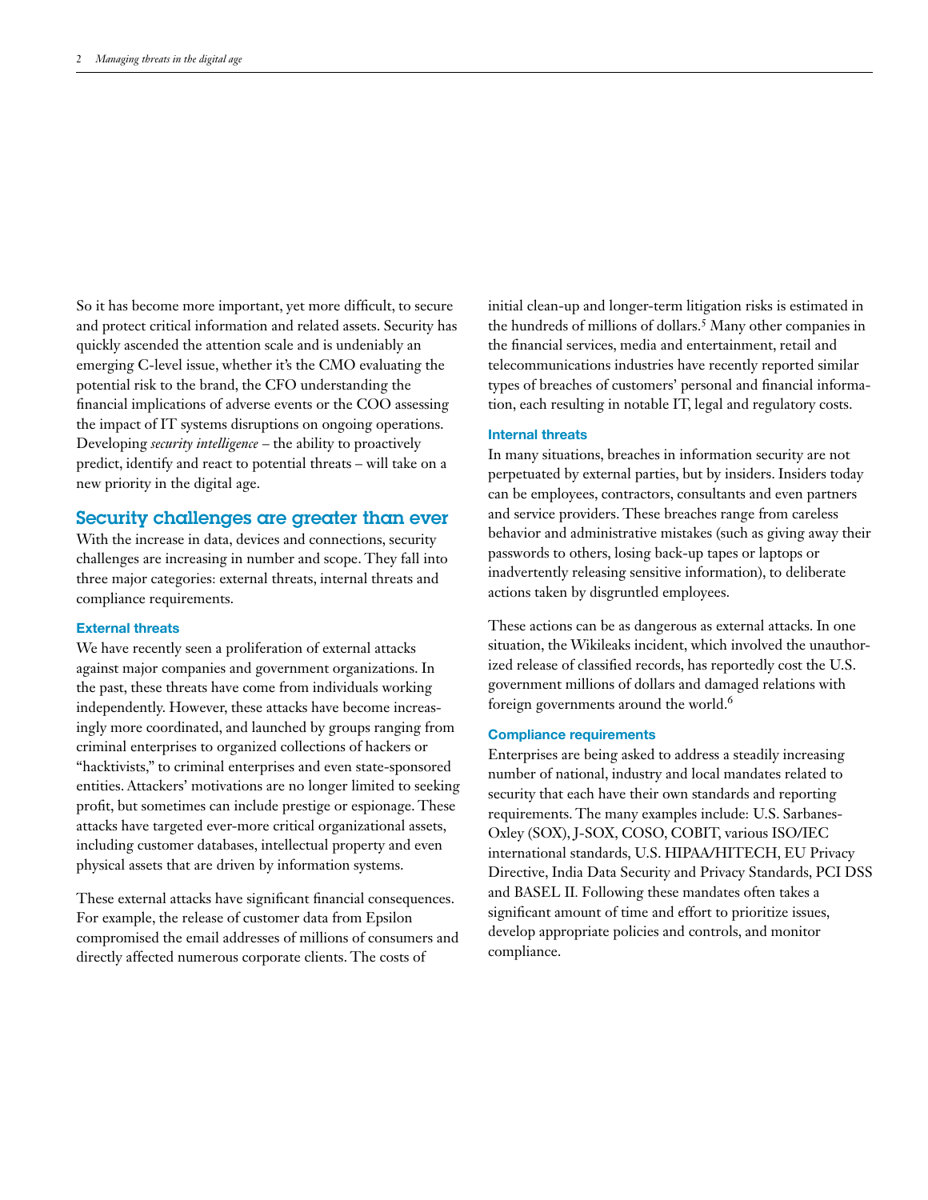So it has become more important, yet more difficult, to secure and protect critical information and related assets. Security has quickly ascended the attention scale and is undeniably an emerging C-level issue, whether it's the CMO evaluating the potential risk to the brand, the CFO understanding the financial implications of adverse events or the COO assessing the impact of IT systems disruptions on ongoing operations. Developing *security intelligence* – the ability to proactively predict, identify and react to potential threats – will take on a new priority in the digital age.

## Security challenges are greater than ever

With the increase in data, devices and connections, security challenges are increasing in number and scope. They fall into three major categories: external threats, internal threats and compliance requirements.

### External threats

We have recently seen a proliferation of external attacks against major companies and government organizations. In the past, these threats have come from individuals working independently. However, these attacks have become increasingly more coordinated, and launched by groups ranging from criminal enterprises to organized collections of hackers or "hacktivists," to criminal enterprises and even state-sponsored entities. Attackers' motivations are no longer limited to seeking profit, but sometimes can include prestige or espionage. These attacks have targeted ever-more critical organizational assets, including customer databases, intellectual property and even physical assets that are driven by information systems.

These external attacks have significant financial consequences. For example, the release of customer data from Epsilon compromised the email addresses of millions of consumers and directly affected numerous corporate clients. The costs of initial clean-up and longer-term litigation risks is estimated in the hundreds of millions of dollars.[5] Many other companies in the financial services, media and entertainment, retail and telecommunications industries have recently reported similar types of breaches of customers' personal and financial information, each resulting in notable IT, legal and regulatory costs.

### Internal threats

In many situations, breaches in information security are not perpetuated by external parties, but by insiders. Insiders today can be employees, contractors, consultants and even partners and service providers. These breaches range from careless behavior and administrative mistakes (such as giving away their passwords to others, losing back-up tapes or laptops or inadvertently releasing sensitive information), to deliberate actions taken by disgruntled employees.

These actions can be as dangerous as external attacks. In one situation, the Wikileaks incident, which involved the unauthorized release of classified records, has reportedly cost the U.S. government millions of dollars and damaged relations with foreign governments around the world.[6]

### Compliance requirements

Enterprises are being asked to address a steadily increasing number of national, industry and local mandates related to security that each have their own standards and reporting requirements. The many examples include: U.S. Sarbanes-Oxley (SOX), J-SOX, COSO, COBIT, various ISO/IEC international standards, U.S. HIPAA/HITECH, EU Privacy Directive, India Data Security and Privacy Standards, PCI DSS and BASEL II. Following these mandates often takes a significant amount of time and effort to prioritize issues, develop appropriate policies and controls, and monitor compliance.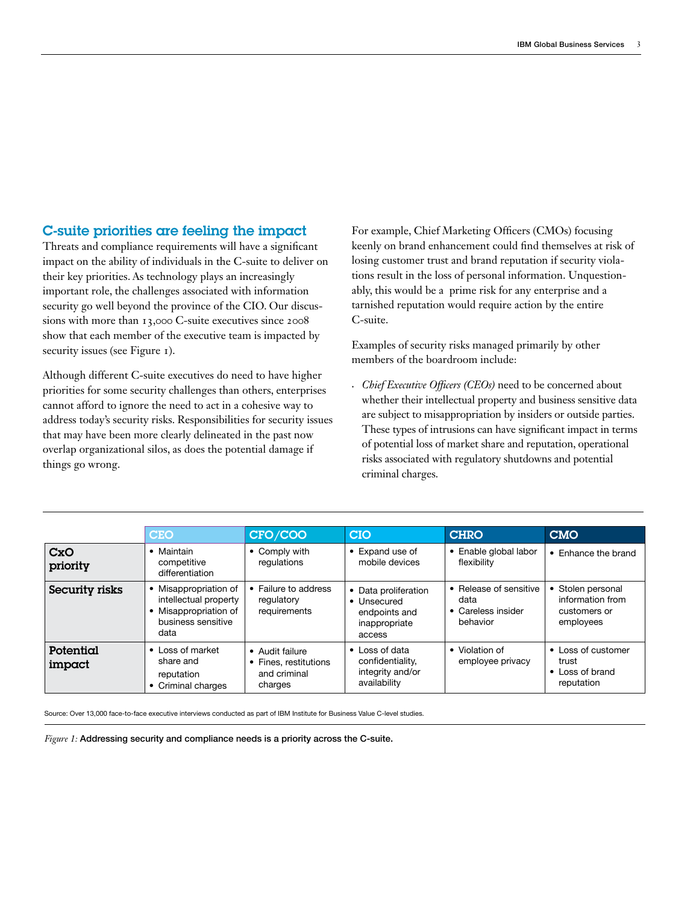## C-suite priorities are feeling the impact

Threats and compliance requirements will have a significant impact on the ability of individuals in the C-suite to deliver on their key priorities. As technology plays an increasingly important role, the challenges associated with information security go well beyond the province of the CIO. Our discussions with more than 13,000 C-suite executives since 2008 show that each member of the executive team is impacted by security issues (see Figure 1).

Although different C-suite executives do need to have higher priorities for some security challenges than others, enterprises cannot afford to ignore the need to act in a cohesive way to address today's security risks. Responsibilities for security issues that may have been more clearly delineated in the past now overlap organizational silos, as does the potential damage if things go wrong.

For example, Chief Marketing Officers (CMOs) focusing keenly on brand enhancement could find themselves at risk of losing customer trust and brand reputation if security violations result in the loss of personal information. Unquestionably, this would be a prime risk for any enterprise and a tarnished reputation would require action by the entire C-suite.

Examples of security risks managed primarily by other members of the boardroom include:

- *Chief Executive Officers (CEOs)* need to be concerned about whether their intellectual property and business sensitive data are subject to misappropriation by insiders or outside parties. These types of intrusions can have significant impact in terms of potential loss of market share and reputation, operational risks associated with regulatory shutdowns and potential criminal charges.

| | CEO | CFO/COO | CIO | CHRO | CMO |
|---|---|---|---|---|---|
| **CxO priority** | • Maintain competitive differentiation | • Comply with regulations | • Expand use of mobile devices | • Enable global labor flexibility | • Enhance the brand |
| **Security risks** | • Misappropriation of intellectual property<br>• Misappropriation of business sensitive data | • Failure to address regulatory requirements | • Data proliferation<br>• Unsecured endpoints and inappropriate access | • Release of sensitive data<br>• Careless insider behavior | • Stolen personal information from customers or employees |
| **Potential impact** | • Loss of market share and reputation<br>• Criminal charges | • Audit failure<br>• Fines, restitutions and criminal charges | • Loss of data confidentiality, integrity and/or availability | • Violation of employee privacy | • Loss of customer trust<br>• Loss of brand reputation |

Source: Over 13,000 face-to-face executive interviews conducted as part of IBM Institute for Business Value C-level studies.

*Figure 1:* Addressing security and compliance needs is a priority across the C-suite.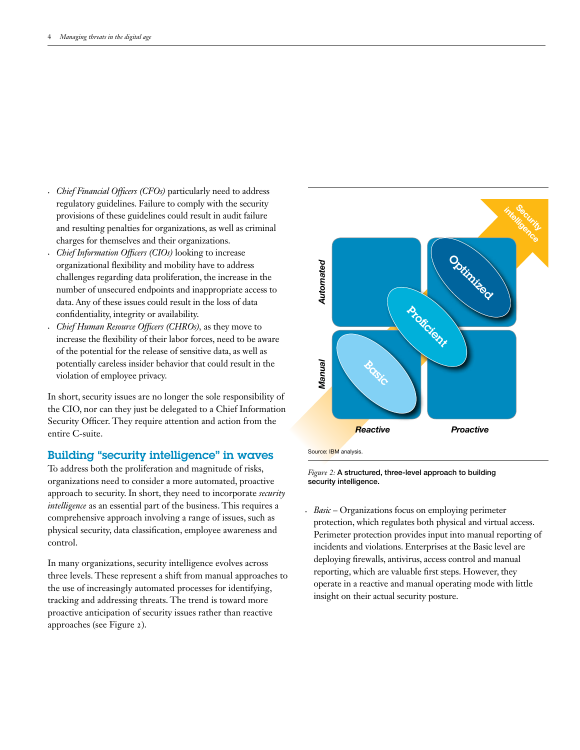- *Chief Financial Officers (CFOs)* particularly need to address regulatory guidelines. Failure to comply with the security provisions of these guidelines could result in audit failure and resulting penalties for organizations, as well as criminal charges for themselves and their organizations.
- *Chief Information Officers (CIOs)* looking to increase organizational flexibility and mobility have to address challenges regarding data proliferation, the increase in the number of unsecured endpoints and inappropriate access to data. Any of these issues could result in the loss of data confidentiality, integrity or availability.
- *Chief Human Resource Officers (CHROs)*, as they move to increase the flexibility of their labor forces, need to be aware of the potential for the release of sensitive data, as well as potentially careless insider behavior that could result in the violation of employee privacy.

In short, security issues are no longer the sole responsibility of the CIO, nor can they just be delegated to a Chief Information Security Officer. They require attention and action from the entire C-suite.

## Building "security intelligence" in waves

To address both the proliferation and magnitude of risks, organizations need to consider a more automated, proactive approach to security. In short, they need to incorporate *security intelligence* as an essential part of the business. This requires a comprehensive approach involving a range of issues, such as physical security, data classification, employee awareness and control.

In many organizations, security intelligence evolves across three levels. These represent a shift from manual approaches to the use of increasingly automated processes for identifying, tracking and addressing threats. The trend is toward more proactive anticipation of security issues rather than reactive approaches (see Figure 2).

Source: IBM analysis.

*Figure 2:* A structured, three-level approach to building security intelligence.

- *Basic* – Organizations focus on employing perimeter protection, which regulates both physical and virtual access. Perimeter protection provides input into manual reporting of incidents and violations. Enterprises at the Basic level are deploying firewalls, antivirus, access control and manual reporting, which are valuable first steps. However, they operate in a reactive and manual operating mode with little insight on their actual security posture.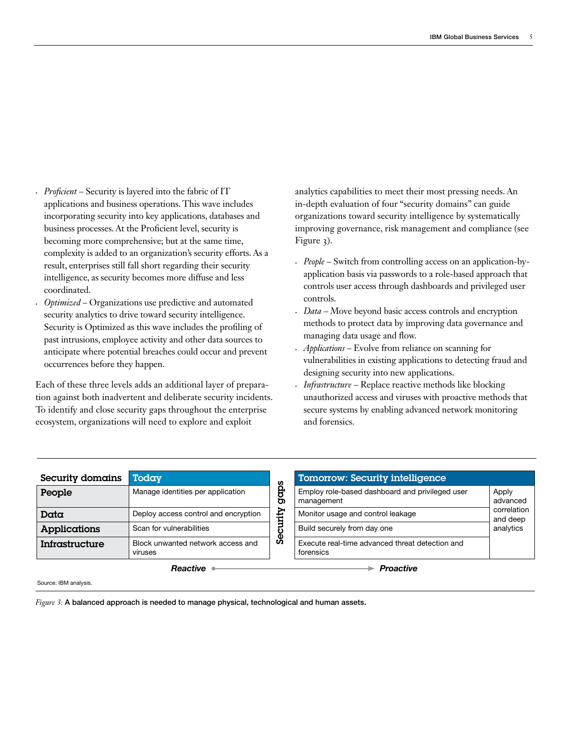- *Proficient* – Security is layered into the fabric of IT applications and business operations. This wave includes incorporating security into key applications, databases and business processes. At the Proficient level, security is becoming more comprehensive; but at the same time, complexity is added to an organization's security efforts. As a result, enterprises still fall short regarding their security intelligence, as security becomes more diffuse and less coordinated.
- *Optimized* – Organizations use predictive and automated security analytics to drive toward security intelligence. Security is Optimized as this wave includes the profiling of past intrusions, employee activity and other data sources to anticipate where potential breaches could occur and prevent occurrences before they happen.

Each of these three levels adds an additional layer of preparation against both inadvertent and deliberate security incidents. To identify and close security gaps throughout the enterprise ecosystem, organizations will need to explore and exploit analytics capabilities to meet their most pressing needs. An in-depth evaluation of four "security domains" can guide organizations toward security intelligence by systematically improving governance, risk management and compliance (see Figure 3).

- *People* – Switch from controlling access on an application-by-application basis via passwords to a role-based approach that controls user access through dashboards and privileged user controls.
- *Data* – Move beyond basic access controls and encryption methods to protect data by improving data governance and managing data usage and flow.
- *Applications* – Evolve from reliance on scanning for vulnerabilities in existing applications to detecting fraud and designing security into new applications.
- *Infrastructure* – Replace reactive methods like blocking unauthorized access and viruses with proactive methods that secure systems by enabling advanced network monitoring and forensics.

| Security domains | Today | Security gaps | Tomorrow: Security intelligence | |
|---|---|---|---|---|
| **People** | Manage identities per application | | Employ role-based dashboard and privileged user management | Apply advanced correlation and deep analytics |
| **Data** | Deploy access control and encryption | | Monitor usage and control leakage | |
| **Applications** | Scan for vulnerabilities | | Build securely from day one | |
| **Infrastructure** | Block unwanted network access and viruses | | Execute real-time advanced threat detection and forensics | |

***Reactive*** → ***Proactive***

Source: IBM analysis.

*Figure 3:* A balanced approach is needed to manage physical, technological and human assets.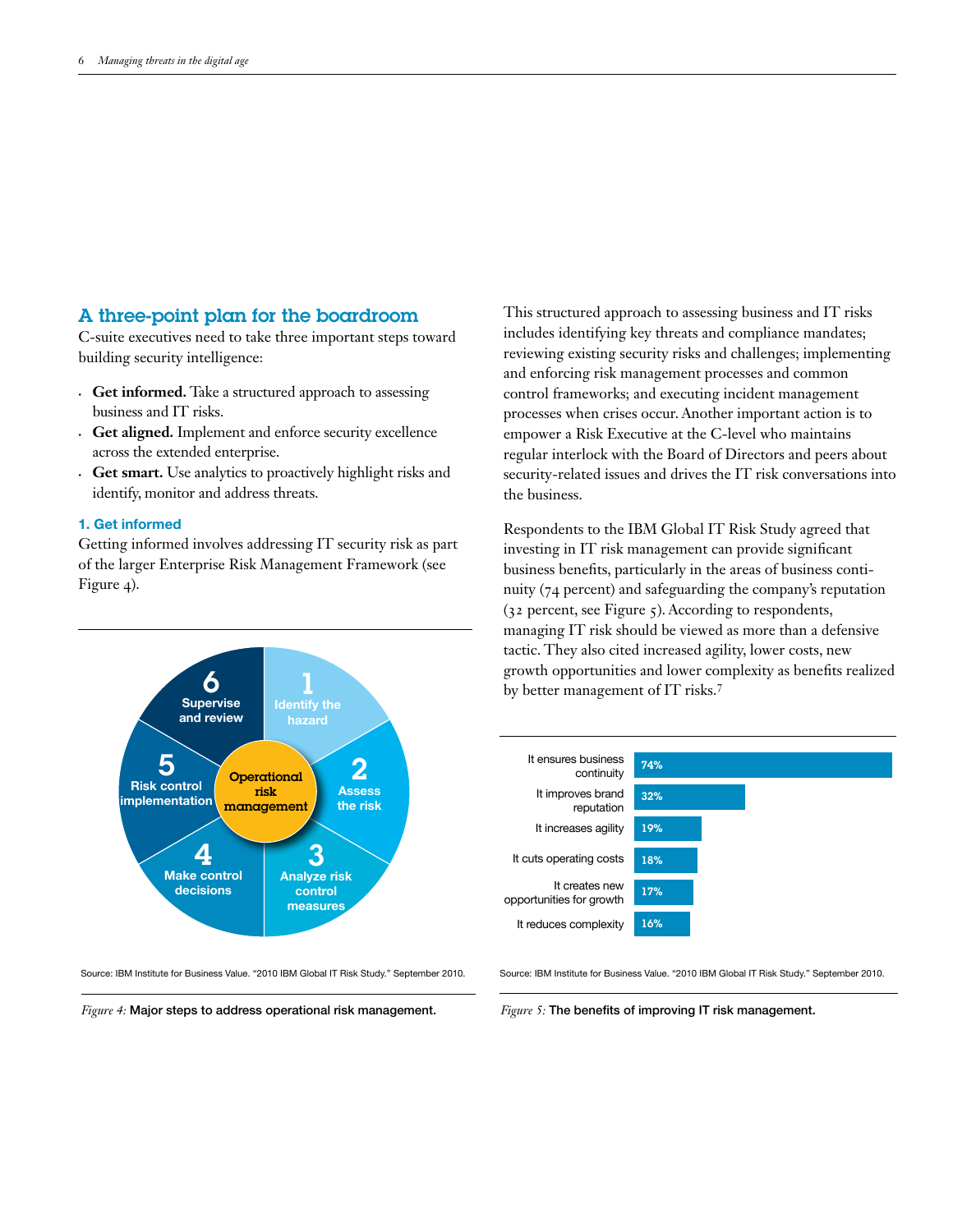## A three-point plan for the boardroom

C-suite executives need to take three important steps toward building security intelligence:

- **Get informed.** Take a structured approach to assessing business and IT risks.
- **Get aligned.** Implement and enforce security excellence across the extended enterprise.
- **Get smart.** Use analytics to proactively highlight risks and identify, monitor and address threats.

### 1. Get informed

Getting informed involves addressing IT security risk as part of the larger Enterprise Risk Management Framework (see Figure 4).

Operational risk management:

1. Identify the hazard
2. Assess the risk
3. Analyze risk control measures
4. Make control decisions
5. Risk control implementation
6. Supervise and review

Source: IBM Institute for Business Value. "2010 IBM Global IT Risk Study." September 2010.

*Figure 4:* Major steps to address operational risk management.

This structured approach to assessing business and IT risks includes identifying key threats and compliance mandates; reviewing existing security risks and challenges; implementing and enforcing risk management processes and common control frameworks; and executing incident management processes when crises occur. Another important action is to empower a Risk Executive at the C-level who maintains regular interlock with the Board of Directors and peers about security-related issues and drives the IT risk conversations into the business.

Respondents to the IBM Global IT Risk Study agreed that investing in IT risk management can provide significant business benefits, particularly in the areas of business continuity (74 percent) and safeguarding the company's reputation (32 percent, see Figure 5). According to respondents, managing IT risk should be viewed as more than a defensive tactic. They also cited increased agility, lower costs, new growth opportunities and lower complexity as benefits realized by better management of IT risks.[7]

| Benefit | Percent |
| --- | --- |
| It ensures business continuity | 74% |
| It improves brand reputation | 32% |
| It increases agility | 19% |
| It cuts operating costs | 18% |
| It creates new opportunities for growth | 17% |
| It reduces complexity | 16% |

Source: IBM Institute for Business Value. "2010 IBM Global IT Risk Study." September 2010.

*Figure 5:* The benefits of improving IT risk management.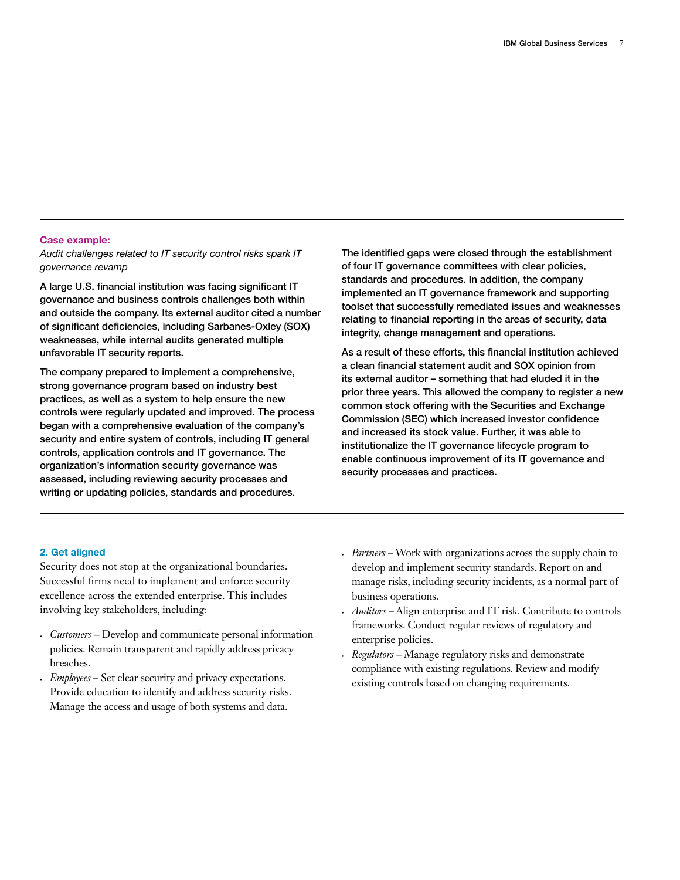**Case example:**

*Audit challenges related to IT security control risks spark IT governance revamp*

**A large U.S. financial institution was facing significant IT governance and business controls challenges both within and outside the company. Its external auditor cited a number of significant deficiencies, including Sarbanes-Oxley (SOX) weaknesses, while internal audits generated multiple unfavorable IT security reports.**

**The company prepared to implement a comprehensive, strong governance program based on industry best practices, as well as a system to help ensure the new controls were regularly updated and improved. The process began with a comprehensive evaluation of the company's security and entire system of controls, including IT general controls, application controls and IT governance. The organization's information security governance was assessed, including reviewing security processes and writing or updating policies, standards and procedures.**

**The identified gaps were closed through the establishment of four IT governance committees with clear policies, standards and procedures. In addition, the company implemented an IT governance framework and supporting toolset that successfully remediated issues and weaknesses relating to financial reporting in the areas of security, data integrity, change management and operations.**

**As a result of these efforts, this financial institution achieved a clean financial statement audit and SOX opinion from its external auditor – something that had eluded it in the prior three years. This allowed the company to register a new common stock offering with the Securities and Exchange Commission (SEC) which increased investor confidence and increased its stock value. Further, it was able to institutionalize the IT governance lifecycle program to enable continuous improvement of its IT governance and security processes and practices.**

## 2. Get aligned

Security does not stop at the organizational boundaries. Successful firms need to implement and enforce security excellence across the extended enterprise. This includes involving key stakeholders, including:

- *Customers* – Develop and communicate personal information policies. Remain transparent and rapidly address privacy breaches.
- *Employees* – Set clear security and privacy expectations. Provide education to identify and address security risks. Manage the access and usage of both systems and data.
- *Partners* – Work with organizations across the supply chain to develop and implement security standards. Report on and manage risks, including security incidents, as a normal part of business operations.
- *Auditors* – Align enterprise and IT risk. Contribute to controls frameworks. Conduct regular reviews of regulatory and enterprise policies.
- *Regulators* – Manage regulatory risks and demonstrate compliance with existing regulations. Review and modify existing controls based on changing requirements.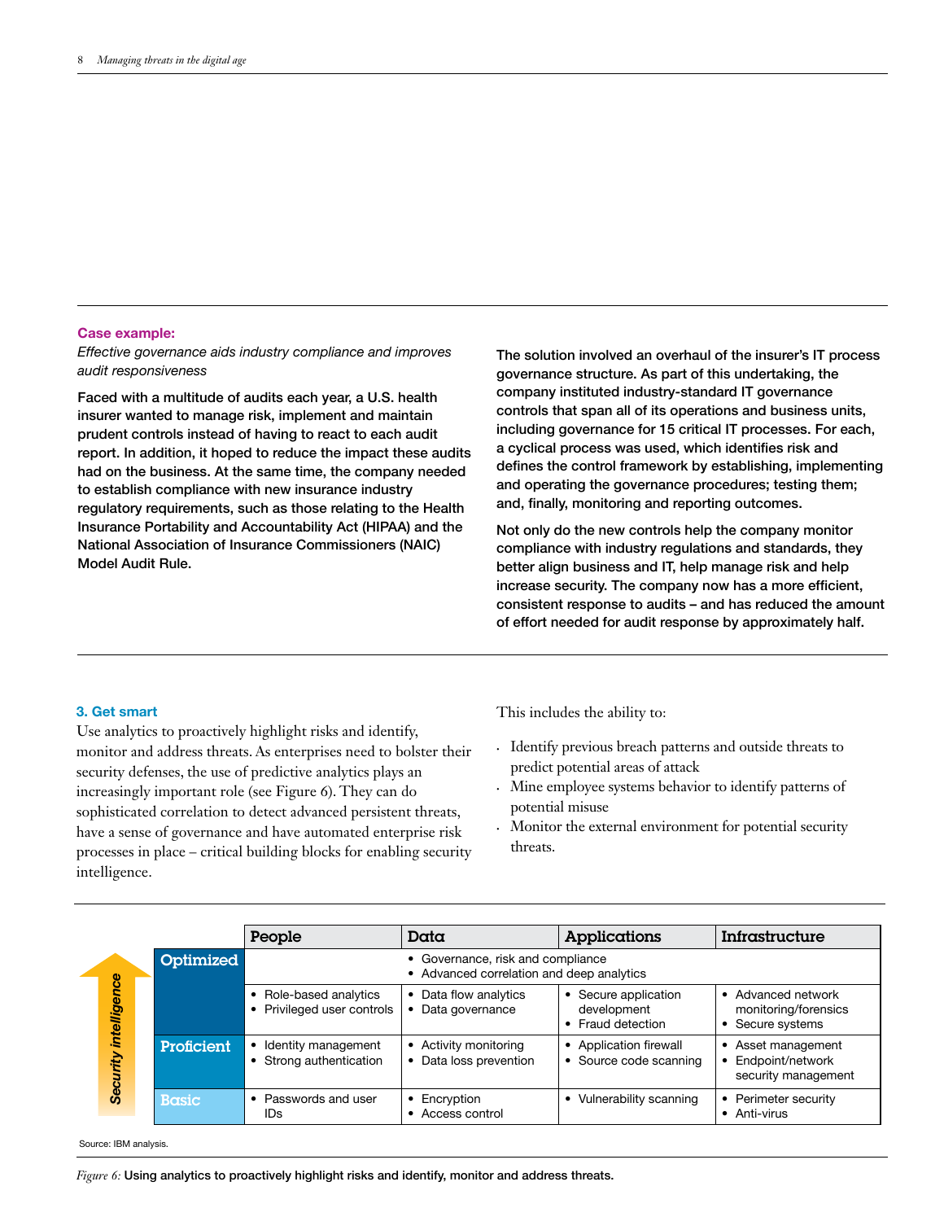**Case example:**

*Effective governance aids industry compliance and improves audit responsiveness*

**Faced with a multitude of audits each year, a U.S. health insurer wanted to manage risk, implement and maintain prudent controls instead of having to react to each audit report. In addition, it hoped to reduce the impact these audits had on the business. At the same time, the company needed to establish compliance with new insurance industry regulatory requirements, such as those relating to the Health Insurance Portability and Accountability Act (HIPAA) and the National Association of Insurance Commissioners (NAIC) Model Audit Rule.**

**The solution involved an overhaul of the insurer's IT process governance structure. As part of this undertaking, the company instituted industry-standard IT governance controls that span all of its operations and business units, including governance for 15 critical IT processes. For each, a cyclical process was used, which identifies risk and defines the control framework by establishing, implementing and operating the governance procedures; testing them; and, finally, monitoring and reporting outcomes.**

**Not only do the new controls help the company monitor compliance with industry regulations and standards, they better align business and IT, help manage risk and help increase security. The company now has a more efficient, consistent response to audits – and has reduced the amount of effort needed for audit response by approximately half.**

### 3. Get smart

Use analytics to proactively highlight risks and identify, monitor and address threats. As enterprises need to bolster their security defenses, the use of predictive analytics plays an increasingly important role (see Figure 6). They can do sophisticated correlation to detect advanced persistent threats, have a sense of governance and have automated enterprise risk processes in place – critical building blocks for enabling security intelligence.

This includes the ability to:

- Identify previous breach patterns and outside threats to predict potential areas of attack
- Mine employee systems behavior to identify patterns of potential misuse
- Monitor the external environment for potential security threats.

| Security intelligence | | People | Data | Applications | Infrastructure |
|---|---|---|---|---|---|
| ↑ | Optimized | • Governance, risk and compliance<br>• Advanced correlation and deep analytics | | | |
| | | • Role-based analytics<br>• Privileged user controls | • Data flow analytics<br>• Data governance | • Secure application development<br>• Fraud detection | • Advanced network monitoring/forensics<br>• Secure systems |
| | Proficient | • Identity management<br>• Strong authentication | • Activity monitoring<br>• Data loss prevention | • Application firewall<br>• Source code scanning | • Asset management<br>• Endpoint/network security management |
| | Basic | • Passwords and user IDs | • Encryption<br>• Access control | • Vulnerability scanning | • Perimeter security<br>• Anti-virus |

Source: IBM analysis.

*Figure 6:* **Using analytics to proactively highlight risks and identify, monitor and address threats.**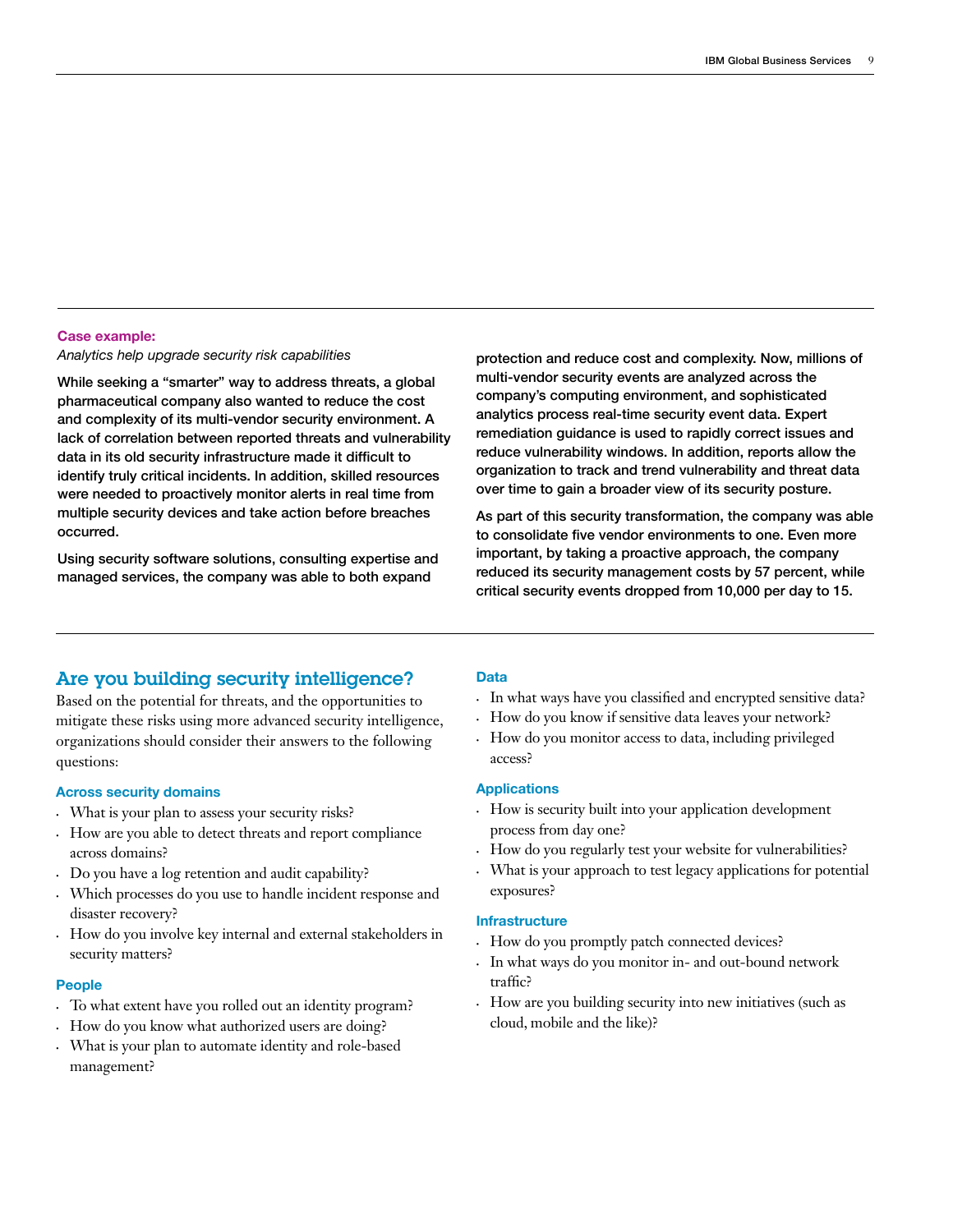**Case example:**

*Analytics help upgrade security risk capabilities*

**While seeking a "smarter" way to address threats, a global pharmaceutical company also wanted to reduce the cost and complexity of its multi-vendor security environment. A lack of correlation between reported threats and vulnerability data in its old security infrastructure made it difficult to identify truly critical incidents. In addition, skilled resources were needed to proactively monitor alerts in real time from multiple security devices and take action before breaches occurred.**

**Using security software solutions, consulting expertise and managed services, the company was able to both expand protection and reduce cost and complexity. Now, millions of multi-vendor security events are analyzed across the company's computing environment, and sophisticated analytics process real-time security event data. Expert remediation guidance is used to rapidly correct issues and reduce vulnerability windows. In addition, reports allow the organization to track and trend vulnerability and threat data over time to gain a broader view of its security posture.**

**As part of this security transformation, the company was able to consolidate five vendor environments to one. Even more important, by taking a proactive approach, the company reduced its security management costs by 57 percent, while critical security events dropped from 10,000 per day to 15.**

## Are you building security intelligence?

Based on the potential for threats, and the opportunities to mitigate these risks using more advanced security intelligence, organizations should consider their answers to the following questions:

### Across security domains

- What is your plan to assess your security risks?
- How are you able to detect threats and report compliance across domains?
- Do you have a log retention and audit capability?
- Which processes do you use to handle incident response and disaster recovery?
- How do you involve key internal and external stakeholders in security matters?

### People

- To what extent have you rolled out an identity program?
- How do you know what authorized users are doing?
- What is your plan to automate identity and role-based management?

### Data

- In what ways have you classified and encrypted sensitive data?
- How do you know if sensitive data leaves your network?
- How do you monitor access to data, including privileged access?

### Applications

- How is security built into your application development process from day one?
- How do you regularly test your website for vulnerabilities?
- What is your approach to test legacy applications for potential exposures?

### Infrastructure

- How do you promptly patch connected devices?
- In what ways do you monitor in- and out-bound network traffic?
- How are you building security into new initiatives (such as cloud, mobile and the like)?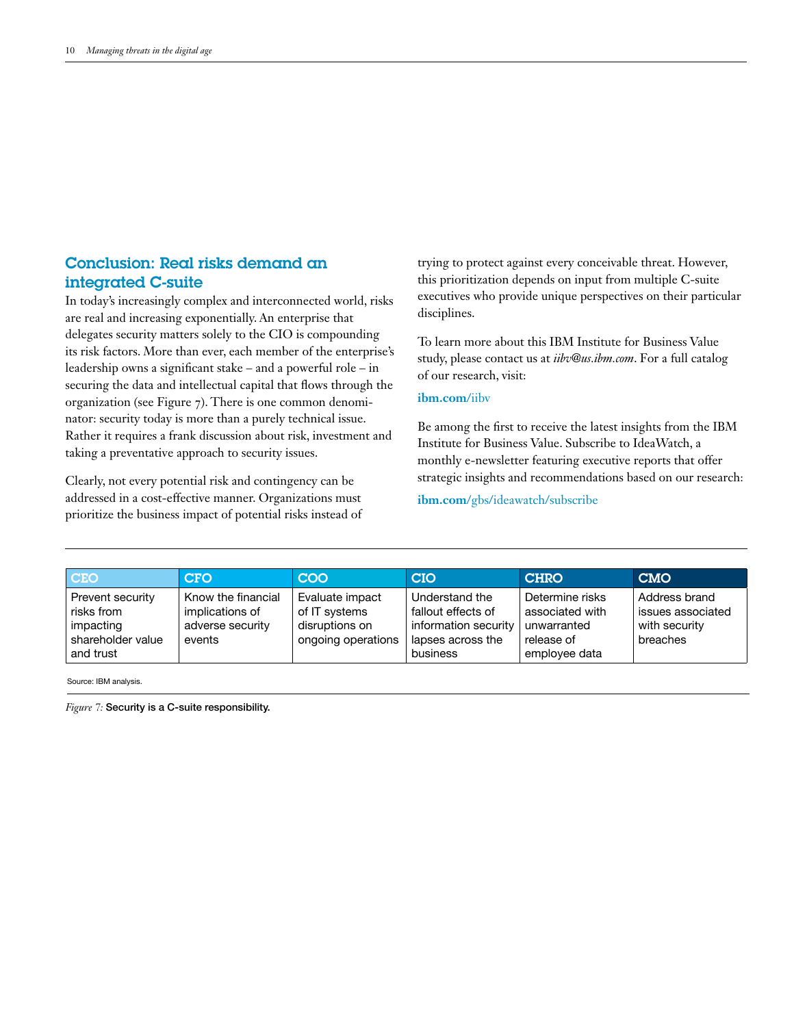## Conclusion: Real risks demand an integrated C-suite

In today's increasingly complex and interconnected world, risks are real and increasing exponentially. An enterprise that delegates security matters solely to the CIO is compounding its risk factors. More than ever, each member of the enterprise's leadership owns a significant stake – and a powerful role – in securing the data and intellectual capital that flows through the organization (see Figure 7). There is one common denominator: security today is more than a purely technical issue. Rather it requires a frank discussion about risk, investment and taking a preventative approach to security issues.

Clearly, not every potential risk and contingency can be addressed in a cost-effective manner. Organizations must prioritize the business impact of potential risks instead of trying to protect against every conceivable threat. However, this prioritization depends on input from multiple C-suite executives who provide unique perspectives on their particular disciplines.

To learn more about this IBM Institute for Business Value study, please contact us at *iibv@us.ibm.com*. For a full catalog of our research, visit:

**ibm.com**/iibv

Be among the first to receive the latest insights from the IBM Institute for Business Value. Subscribe to IdeaWatch, a monthly e-newsletter featuring executive reports that offer strategic insights and recommendations based on our research:

**ibm.com**/gbs/ideawatch/subscribe

| CEO | CFO | COO | CIO | CHRO | CMO |
|---|---|---|---|---|---|
| Prevent security risks from impacting shareholder value and trust | Know the financial implications of adverse security events | Evaluate impact of IT systems disruptions on ongoing operations | Understand the fallout effects of information security lapses across the business | Determine risks associated with unwarranted release of employee data | Address brand issues associated with security breaches |

Source: IBM analysis.

*Figure 7:* Security is a C-suite responsibility.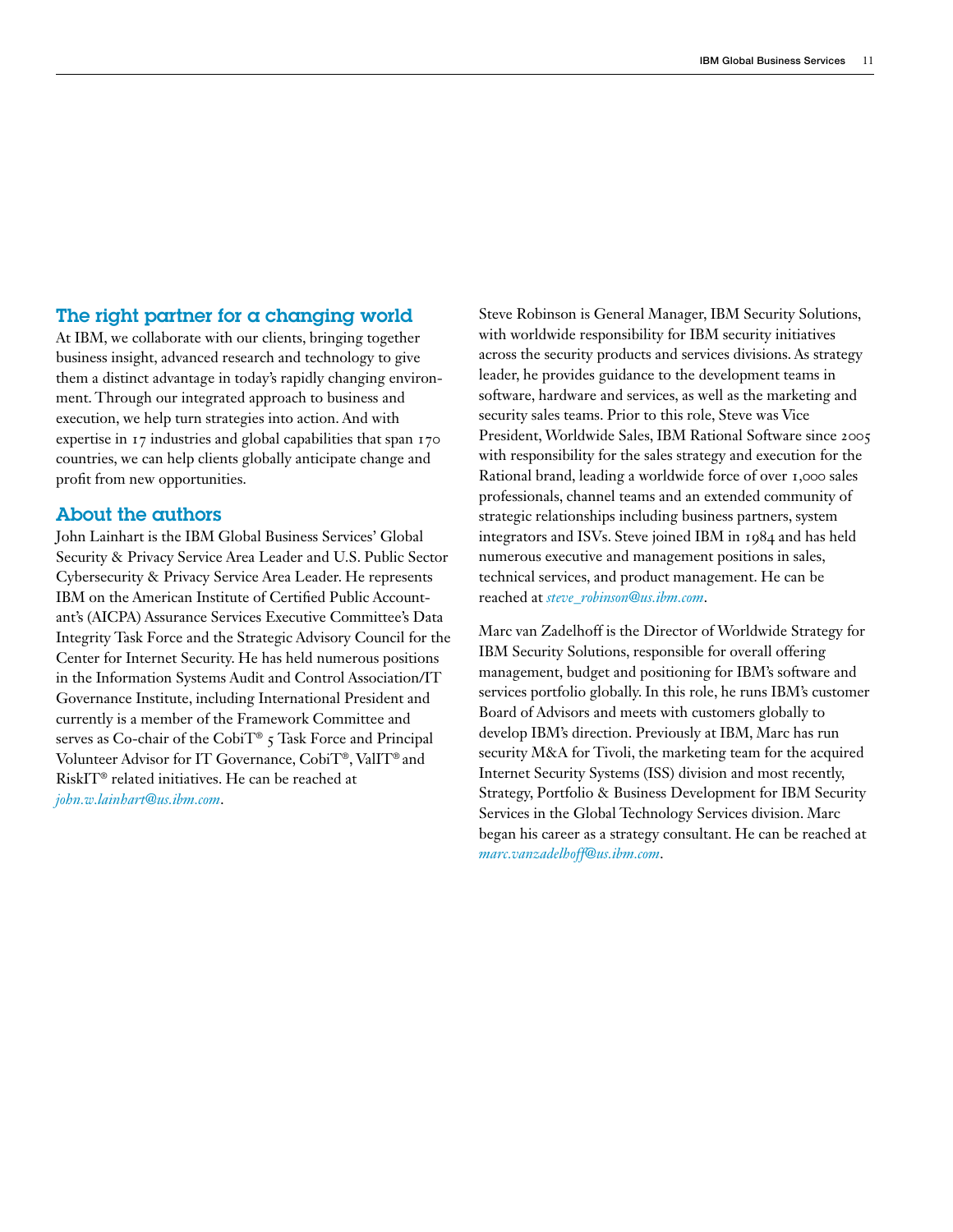## The right partner for a changing world

At IBM, we collaborate with our clients, bringing together business insight, advanced research and technology to give them a distinct advantage in today's rapidly changing environment. Through our integrated approach to business and execution, we help turn strategies into action. And with expertise in 17 industries and global capabilities that span 170 countries, we can help clients globally anticipate change and profit from new opportunities.

## About the authors

John Lainhart is the IBM Global Business Services' Global Security & Privacy Service Area Leader and U.S. Public Sector Cybersecurity & Privacy Service Area Leader. He represents IBM on the American Institute of Certified Public Accountant's (AICPA) Assurance Services Executive Committee's Data Integrity Task Force and the Strategic Advisory Council for the Center for Internet Security. He has held numerous positions in the Information Systems Audit and Control Association/IT Governance Institute, including International President and currently is a member of the Framework Committee and serves as Co-chair of the CobiT® 5 Task Force and Principal Volunteer Advisor for IT Governance, CobiT®, ValIT® and RiskIT® related initiatives. He can be reached at *john.w.lainhart@us.ibm.com*.

Steve Robinson is General Manager, IBM Security Solutions, with worldwide responsibility for IBM security initiatives across the security products and services divisions. As strategy leader, he provides guidance to the development teams in software, hardware and services, as well as the marketing and security sales teams. Prior to this role, Steve was Vice President, Worldwide Sales, IBM Rational Software since 2005 with responsibility for the sales strategy and execution for the Rational brand, leading a worldwide force of over 1,000 sales professionals, channel teams and an extended community of strategic relationships including business partners, system integrators and ISVs. Steve joined IBM in 1984 and has held numerous executive and management positions in sales, technical services, and product management. He can be reached at *steve_robinson@us.ibm.com*.

Marc van Zadelhoff is the Director of Worldwide Strategy for IBM Security Solutions, responsible for overall offering management, budget and positioning for IBM's software and services portfolio globally. In this role, he runs IBM's customer Board of Advisors and meets with customers globally to develop IBM's direction. Previously at IBM, Marc has run security M&A for Tivoli, the marketing team for the acquired Internet Security Systems (ISS) division and most recently, Strategy, Portfolio & Business Development for IBM Security Services in the Global Technology Services division. Marc began his career as a strategy consultant. He can be reached at *marc.vanzadelhoff@us.ibm.com*.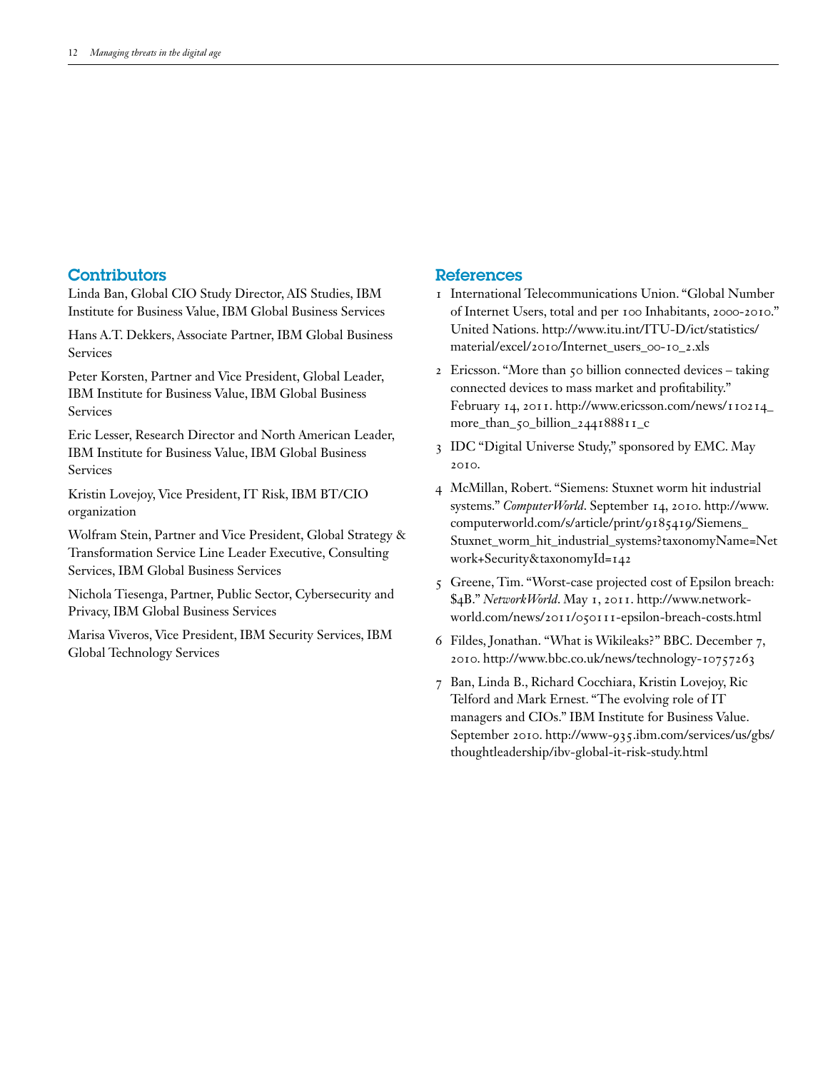## Contributors

Linda Ban, Global CIO Study Director, AIS Studies, IBM Institute for Business Value, IBM Global Business Services

Hans A.T. Dekkers, Associate Partner, IBM Global Business Services

Peter Korsten, Partner and Vice President, Global Leader, IBM Institute for Business Value, IBM Global Business Services

Eric Lesser, Research Director and North American Leader, IBM Institute for Business Value, IBM Global Business Services

Kristin Lovejoy, Vice President, IT Risk, IBM BT/CIO organization

Wolfram Stein, Partner and Vice President, Global Strategy & Transformation Service Line Leader Executive, Consulting Services, IBM Global Business Services

Nichola Tiesenga, Partner, Public Sector, Cybersecurity and Privacy, IBM Global Business Services

Marisa Viveros, Vice President, IBM Security Services, IBM Global Technology Services

## References

1. International Telecommunications Union. "Global Number of Internet Users, total and per 100 Inhabitants, 2000-2010." United Nations. http://www.itu.int/ITU-D/ict/statistics/material/excel/2010/Internet_users_00-10_2.xls
2. Ericsson. "More than 50 billion connected devices – taking connected devices to mass market and profitability." February 14, 2011. http://www.ericsson.com/news/110214_more_than_50_billion_244188811_c
3. IDC "Digital Universe Study," sponsored by EMC. May 2010.
4. McMillan, Robert. "Siemens: Stuxnet worm hit industrial systems." *ComputerWorld*. September 14, 2010. http://www.computerworld.com/s/article/print/9185419/Siemens_Stuxnet_worm_hit_industrial_systems?taxonomyName=Network+Security&taxonomyId=142
5. Greene, Tim. "Worst-case projected cost of Epsilon breach: $4B." *NetworkWorld*. May 1, 2011. http://www.networkworld.com/news/2011/050111-epsilon-breach-costs.html
6. Fildes, Jonathan. "What is Wikileaks?" BBC. December 7, 2010. http://www.bbc.co.uk/news/technology-10757263
7. Ban, Linda B., Richard Cocchiara, Kristin Lovejoy, Ric Telford and Mark Ernest. "The evolving role of IT managers and CIOs." IBM Institute for Business Value. September 2010. http://www-935.ibm.com/services/us/gbs/thoughtleadership/ibv-global-it-risk-study.html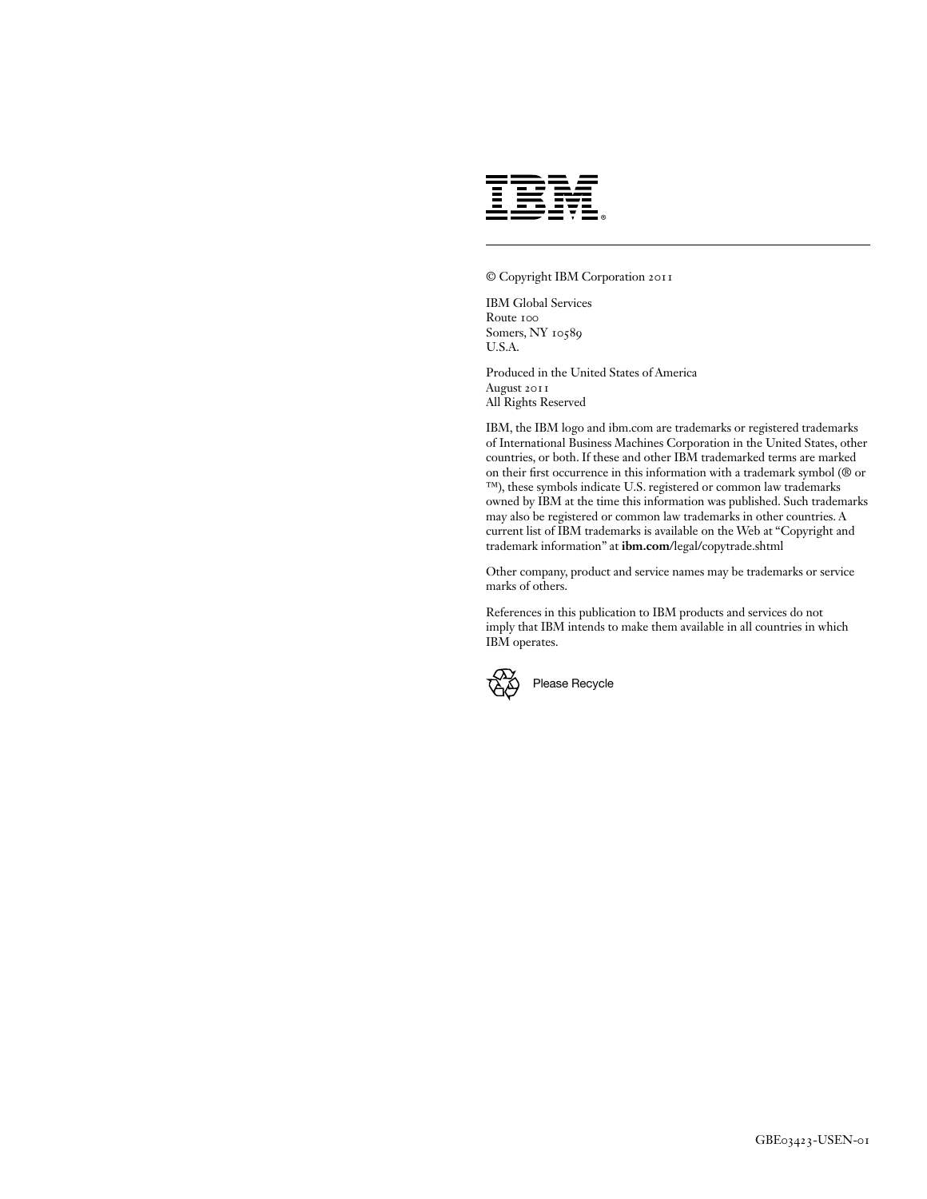© Copyright IBM Corporation 2011

IBM Global Services
Route 100
Somers, NY 10589
U.S.A.

Produced in the United States of America
August 2011
All Rights Reserved

IBM, the IBM logo and ibm.com are trademarks or registered trademarks of International Business Machines Corporation in the United States, other countries, or both. If these and other IBM trademarked terms are marked on their first occurrence in this information with a trademark symbol (® or ™), these symbols indicate U.S. registered or common law trademarks owned by IBM at the time this information was published. Such trademarks may also be registered or common law trademarks in other countries. A current list of IBM trademarks is available on the Web at "Copyright and trademark information" at **ibm.com**/legal/copytrade.shtml

Other company, product and service names may be trademarks or service marks of others.

References in this publication to IBM products and services do not imply that IBM intends to make them available in all countries in which IBM operates.

Please Recycle

GBE03423-USEN-01